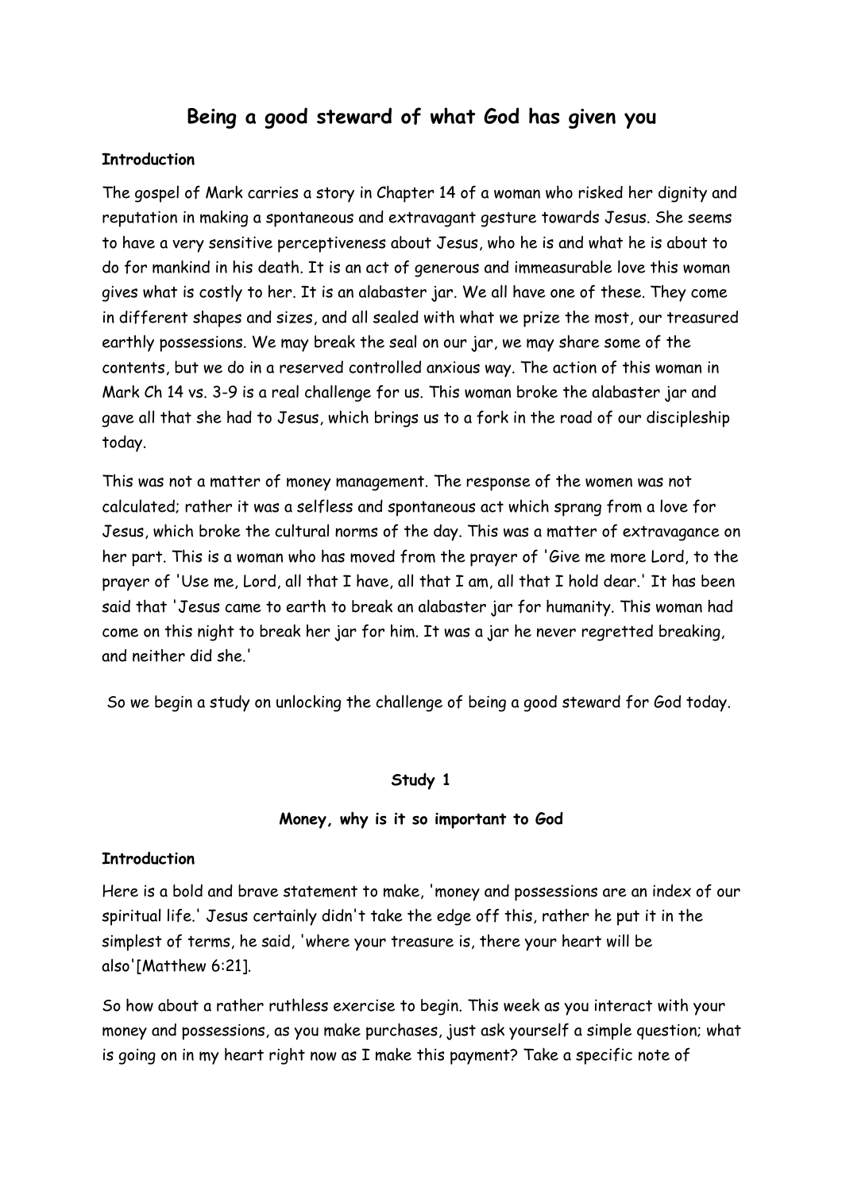# Being a good steward of what God has given you

**Introduction**

The gospel of Mark carries a story in Chapter 14 of a woman who risked her dignity and reputation in making a spontaneous and extravagant gesture towards Jesus. She seems to have a very sensitive perceptiveness about Jesus, who he is and what he is about to do for mankind in his death. It is an act of generous and immeasurable love this woman gives what is costly to her. It is an alabaster jar. We all have one of these. They come in different shapes and sizes, and all sealed with what we prize the most, our treasured earthly possessions. We may break the seal on our jar, we may share some of the contents, but we do in a reserved controlled anxious way. The action of this woman in Mark Ch 14 vs. 3-9 is a real challenge for us. This woman broke the alabaster jar and gave all that she had to Jesus, which brings us to a fork in the road of our discipleship today.

This was not a matter of money management. The response of the women was not calculated; rather it was a selfless and spontaneous act which sprang from a love for Jesus, which broke the cultural norms of the day. This was a matter of extravagance on her part. This is a woman who has moved from the prayer of 'Give me more Lord, to the prayer of 'Use me, Lord, all that I have, all that I am, all that I hold dear.' It has been said that 'Jesus came to earth to break an alabaster jar for humanity. This woman had come on this night to break her jar for him. It was a jar he never regretted breaking, and neither did she.'

So we begin a study on unlocking the challenge of being a good steward for God today.

## Study 1

### Money, why is it so important to God

**Introduction**

Here is a bold and brave statement to make, 'money and possessions are an index of our spiritual life.' Jesus certainly didn't take the edge off this, rather he put it in the simplest of terms, he said, 'where your treasure is, there your heart will be also'[Matthew 6:21].

So how about a rather ruthless exercise to begin. This week as you interact with your money and possessions, as you make purchases, just ask yourself a simple question; what is going on in my heart right now as I make this payment? Take a specific note of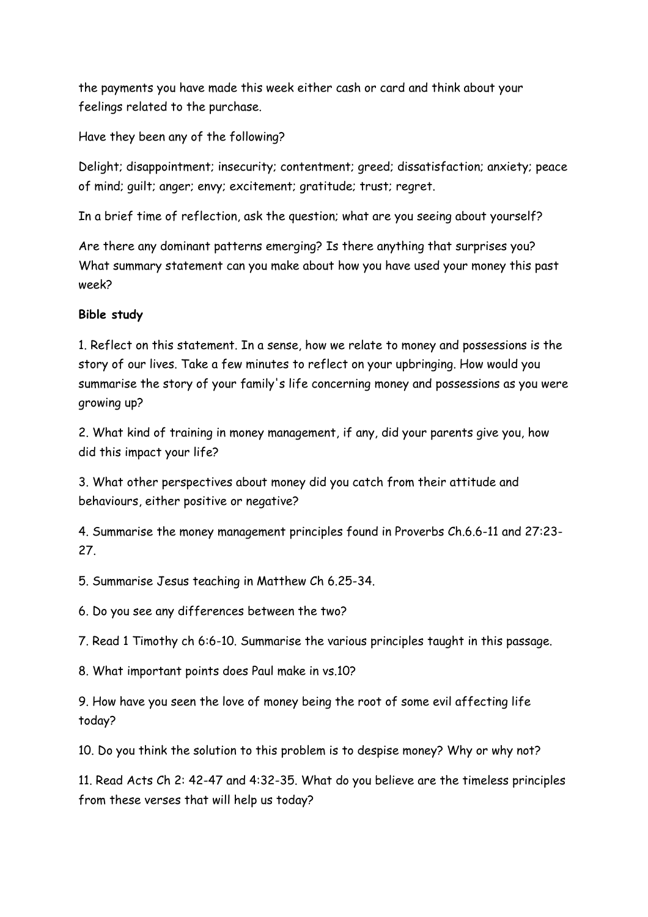the payments you have made this week either cash or card and think about your feelings related to the purchase.

Have they been any of the following?

Delight; disappointment; insecurity; contentment; greed; dissatisfaction; anxiety; peace of mind; guilt; anger; envy; excitement; gratitude; trust; regret.

In a brief time of reflection, ask the question; what are you seeing about yourself?

Are there any dominant patterns emerging? Is there anything that surprises you? What summary statement can you make about how you have used your money this past week?

**Bible study**

1. Reflect on this statement. In a sense, how we relate to money and possessions is the story of our lives. Take a few minutes to reflect on your upbringing. How would you summarise the story of your family's life concerning money and possessions as you were growing up?

2. What kind of training in money management, if any, did your parents give you, how did this impact your life?

3. What other perspectives about money did you catch from their attitude and behaviours, either positive or negative?

4. Summarise the money management principles found in Proverbs Ch.6.6-11 and 27:23-27.

5. Summarise Jesus teaching in Matthew Ch 6.25-34.

6. Do you see any differences between the two?

7. Read 1 Timothy ch 6:6-10. Summarise the various principles taught in this passage.

8. What important points does Paul make in vs.10?

9. How have you seen the love of money being the root of some evil affecting life today?

10. Do you think the solution to this problem is to despise money? Why or why not?

11. Read Acts Ch 2: 42-47 and 4:32-35. What do you believe are the timeless principles from these verses that will help us today?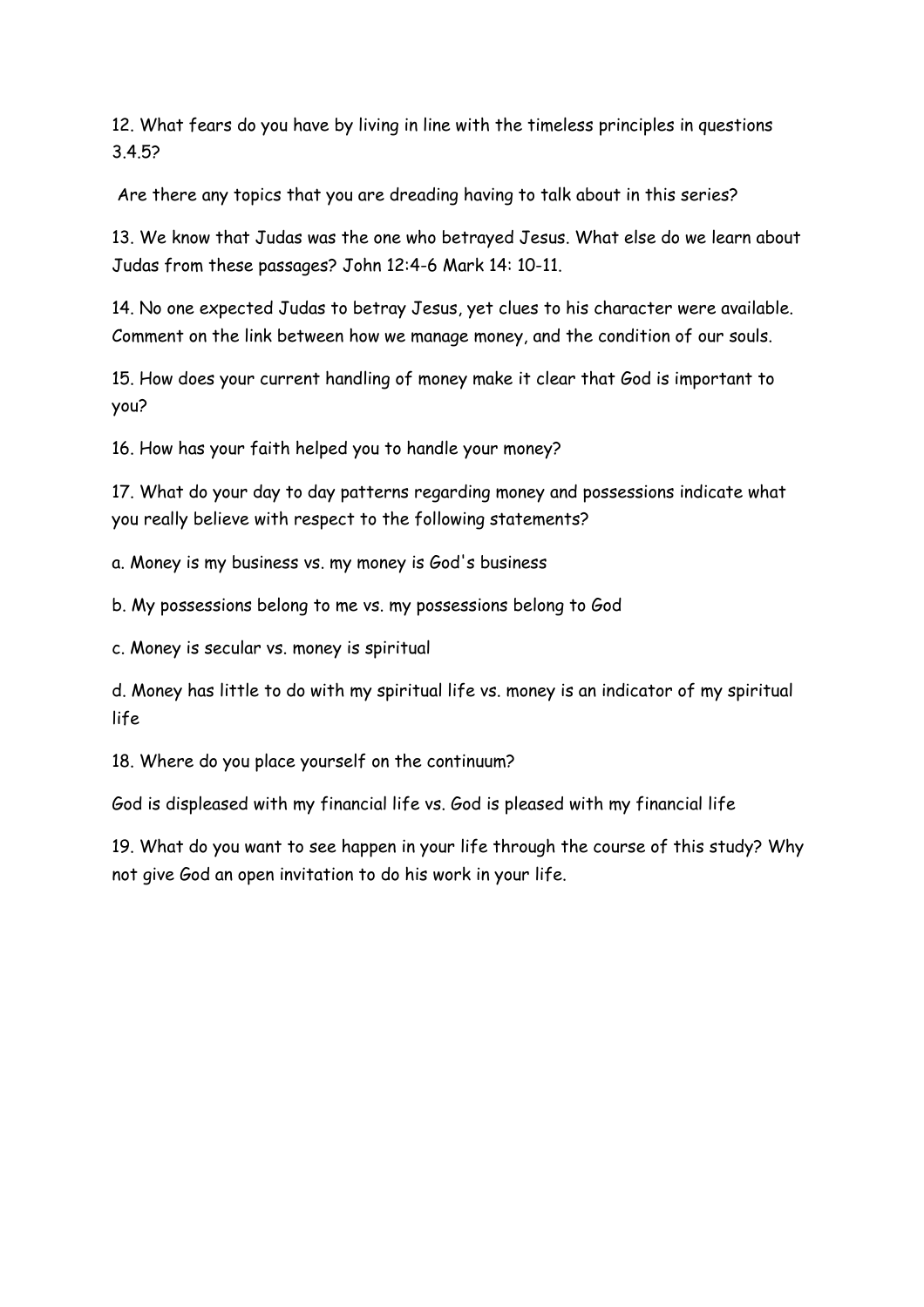12. What fears do you have by living in line with the timeless principles in questions 3.4.5?

Are there any topics that you are dreading having to talk about in this series?

13. We know that Judas was the one who betrayed Jesus. What else do we learn about Judas from these passages? John 12:4-6 Mark 14: 10-11.

14. No one expected Judas to betray Jesus, yet clues to his character were available. Comment on the link between how we manage money, and the condition of our souls.

15. How does your current handling of money make it clear that God is important to you?

16. How has your faith helped you to handle your money?

17. What do your day to day patterns regarding money and possessions indicate what you really believe with respect to the following statements?

a. Money is my business vs. my money is God's business

b. My possessions belong to me vs. my possessions belong to God

c. Money is secular vs. money is spiritual

d. Money has little to do with my spiritual life vs. money is an indicator of my spiritual life

18. Where do you place yourself on the continuum?

God is displeased with my financial life vs. God is pleased with my financial life

19. What do you want to see happen in your life through the course of this study? Why not give God an open invitation to do his work in your life.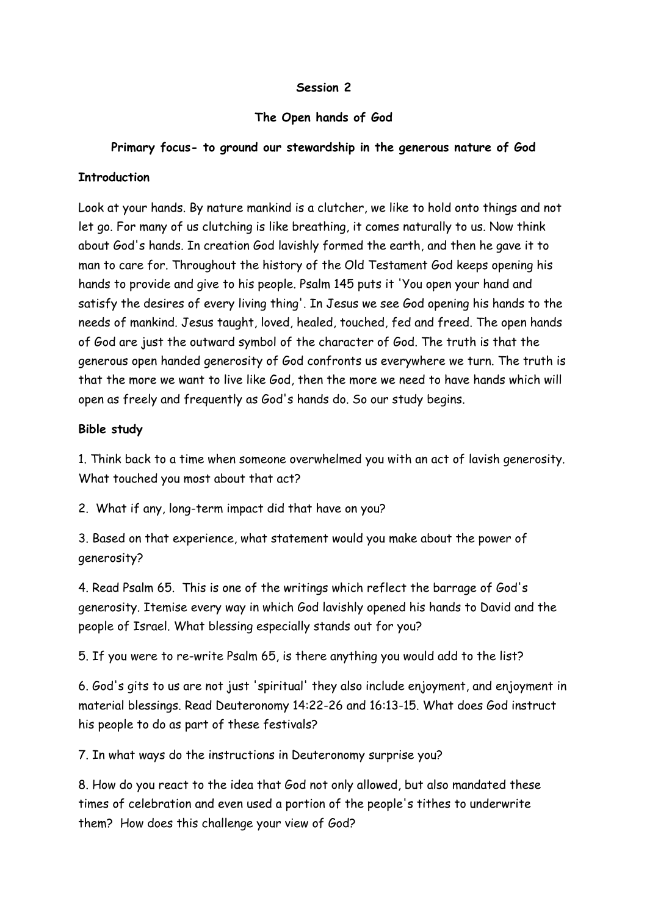**Session 2**

**The Open hands of God**

**Primary focus- to ground our stewardship in the generous nature of God**

**Introduction**

Look at your hands. By nature mankind is a clutcher, we like to hold onto things and not let go. For many of us clutching is like breathing, it comes naturally to us. Now think about God's hands. In creation God lavishly formed the earth, and then he gave it to man to care for. Throughout the history of the Old Testament God keeps opening his hands to provide and give to his people. Psalm 145 puts it 'You open your hand and satisfy the desires of every living thing'. In Jesus we see God opening his hands to the needs of mankind. Jesus taught, loved, healed, touched, fed and freed. The open hands of God are just the outward symbol of the character of God. The truth is that the generous open handed generosity of God confronts us everywhere we turn. The truth is that the more we want to live like God, then the more we need to have hands which will open as freely and frequently as God's hands do. So our study begins.

**Bible study**

1. Think back to a time when someone overwhelmed you with an act of lavish generosity. What touched you most about that act?

2. What if any, long-term impact did that have on you?

3. Based on that experience, what statement would you make about the power of generosity?

4. Read Psalm 65. This is one of the writings which reflect the barrage of God's generosity. Itemise every way in which God lavishly opened his hands to David and the people of Israel. What blessing especially stands out for you?

5. If you were to re-write Psalm 65, is there anything you would add to the list?

6. God's gits to us are not just 'spiritual' they also include enjoyment, and enjoyment in material blessings. Read Deuteronomy 14:22-26 and 16:13-15. What does God instruct his people to do as part of these festivals?

7. In what ways do the instructions in Deuteronomy surprise you?

8. How do you react to the idea that God not only allowed, but also mandated these times of celebration and even used a portion of the people's tithes to underwrite them? How does this challenge your view of God?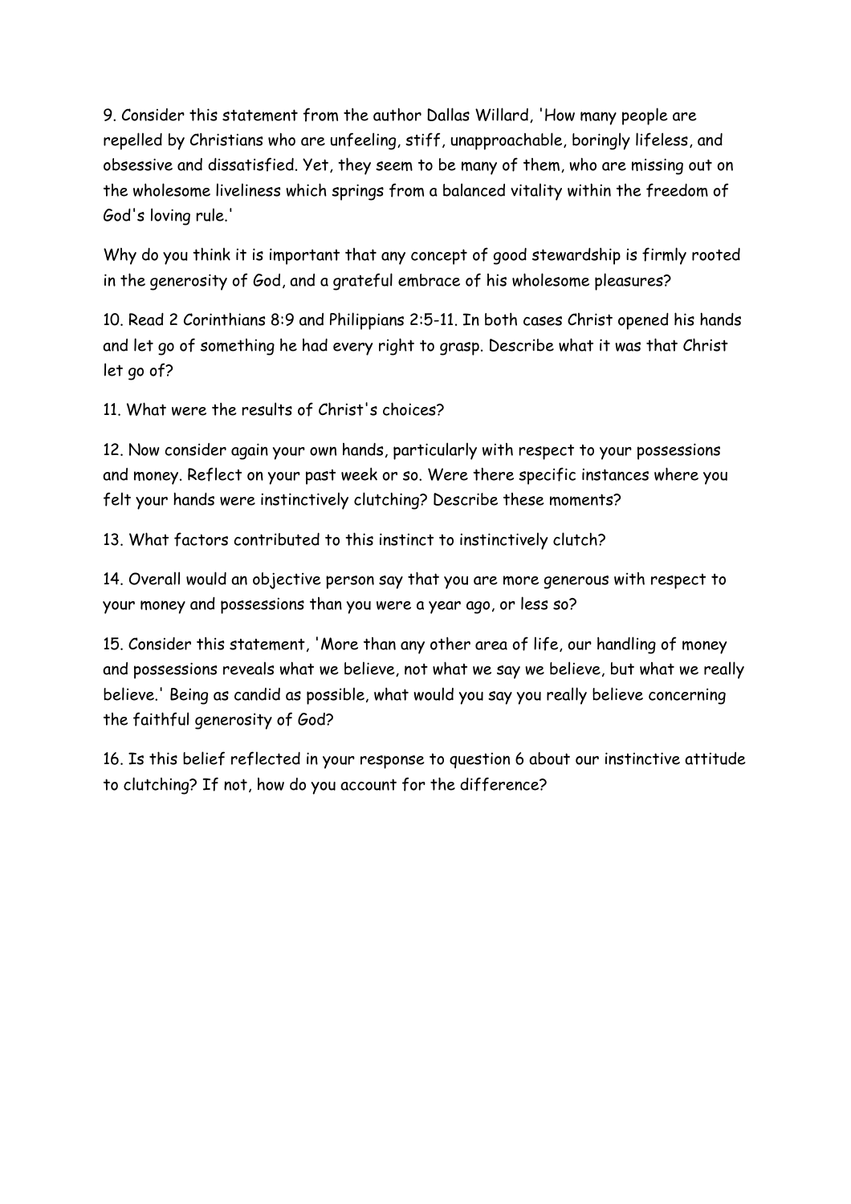9. Consider this statement from the author Dallas Willard, 'How many people are repelled by Christians who are unfeeling, stiff, unapproachable, boringly lifeless, and obsessive and dissatisfied. Yet, they seem to be many of them, who are missing out on the wholesome liveliness which springs from a balanced vitality within the freedom of God's loving rule.'

Why do you think it is important that any concept of good stewardship is firmly rooted in the generosity of God, and a grateful embrace of his wholesome pleasures?

10. Read 2 Corinthians 8:9 and Philippians 2:5-11. In both cases Christ opened his hands and let go of something he had every right to grasp. Describe what it was that Christ let go of?

11. What were the results of Christ's choices?

12. Now consider again your own hands, particularly with respect to your possessions and money. Reflect on your past week or so. Were there specific instances where you felt your hands were instinctively clutching? Describe these moments?

13. What factors contributed to this instinct to instinctively clutch?

14. Overall would an objective person say that you are more generous with respect to your money and possessions than you were a year ago, or less so?

15. Consider this statement, 'More than any other area of life, our handling of money and possessions reveals what we believe, not what we say we believe, but what we really believe.' Being as candid as possible, what would you say you really believe concerning the faithful generosity of God?

16. Is this belief reflected in your response to question 6 about our instinctive attitude to clutching? If not, how do you account for the difference?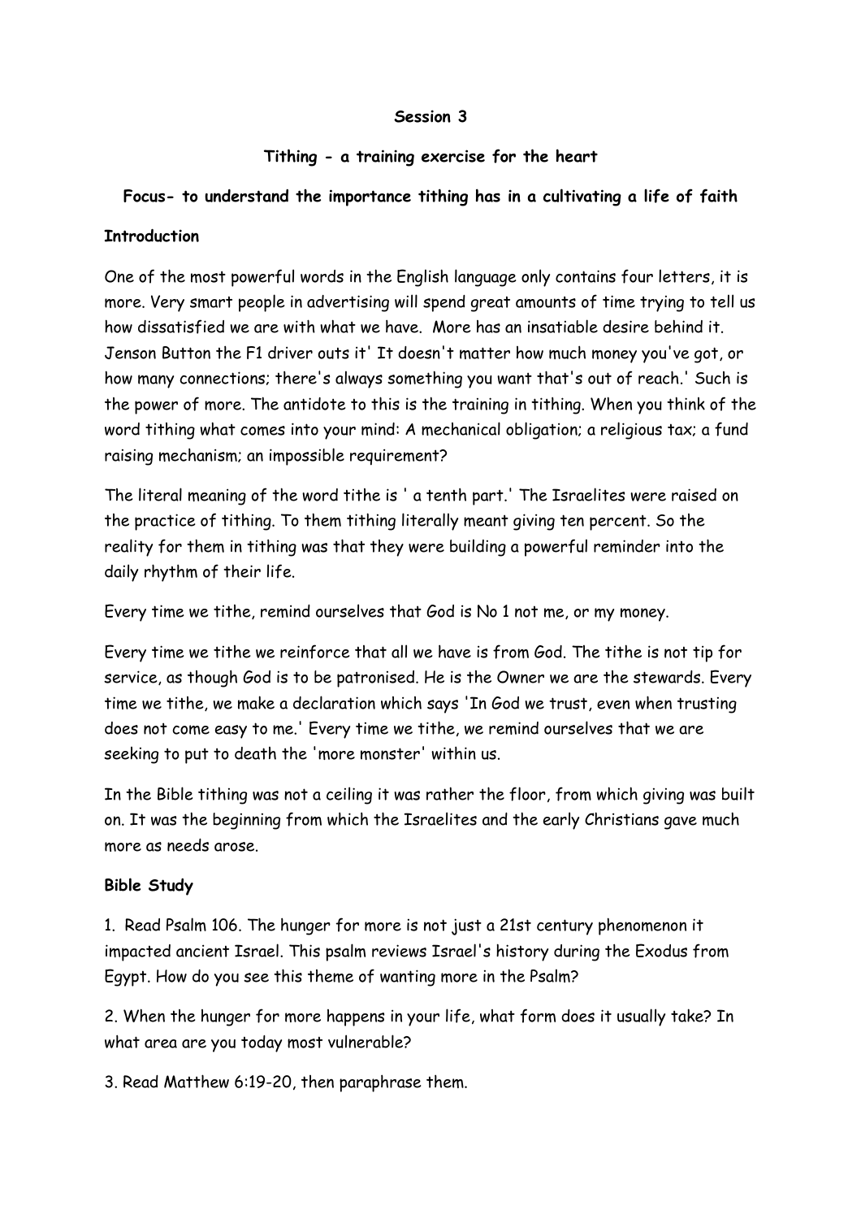**Session 3**

**Tithing - a training exercise for the heart**

**Focus- to understand the importance tithing has in a cultivating a life of faith**

**Introduction**

One of the most powerful words in the English language only contains four letters, it is more. Very smart people in advertising will spend great amounts of time trying to tell us how dissatisfied we are with what we have. More has an insatiable desire behind it. Jenson Button the F1 driver outs it' It doesn't matter how much money you've got, or how many connections; there's always something you want that's out of reach.' Such is the power of more. The antidote to this is the training in tithing. When you think of the word tithing what comes into your mind: A mechanical obligation; a religious tax; a fund raising mechanism; an impossible requirement?

The literal meaning of the word tithe is ' a tenth part.' The Israelites were raised on the practice of tithing. To them tithing literally meant giving ten percent. So the reality for them in tithing was that they were building a powerful reminder into the daily rhythm of their life.

Every time we tithe, remind ourselves that God is No 1 not me, or my money.

Every time we tithe we reinforce that all we have is from God. The tithe is not tip for service, as though God is to be patronised. He is the Owner we are the stewards. Every time we tithe, we make a declaration which says 'In God we trust, even when trusting does not come easy to me.' Every time we tithe, we remind ourselves that we are seeking to put to death the 'more monster' within us.

In the Bible tithing was not a ceiling it was rather the floor, from which giving was built on. It was the beginning from which the Israelites and the early Christians gave much more as needs arose.

**Bible Study**

1. Read Psalm 106. The hunger for more is not just a 21st century phenomenon it impacted ancient Israel. This psalm reviews Israel's history during the Exodus from Egypt. How do you see this theme of wanting more in the Psalm?

2. When the hunger for more happens in your life, what form does it usually take? In what area are you today most vulnerable?

3. Read Matthew 6:19-20, then paraphrase them.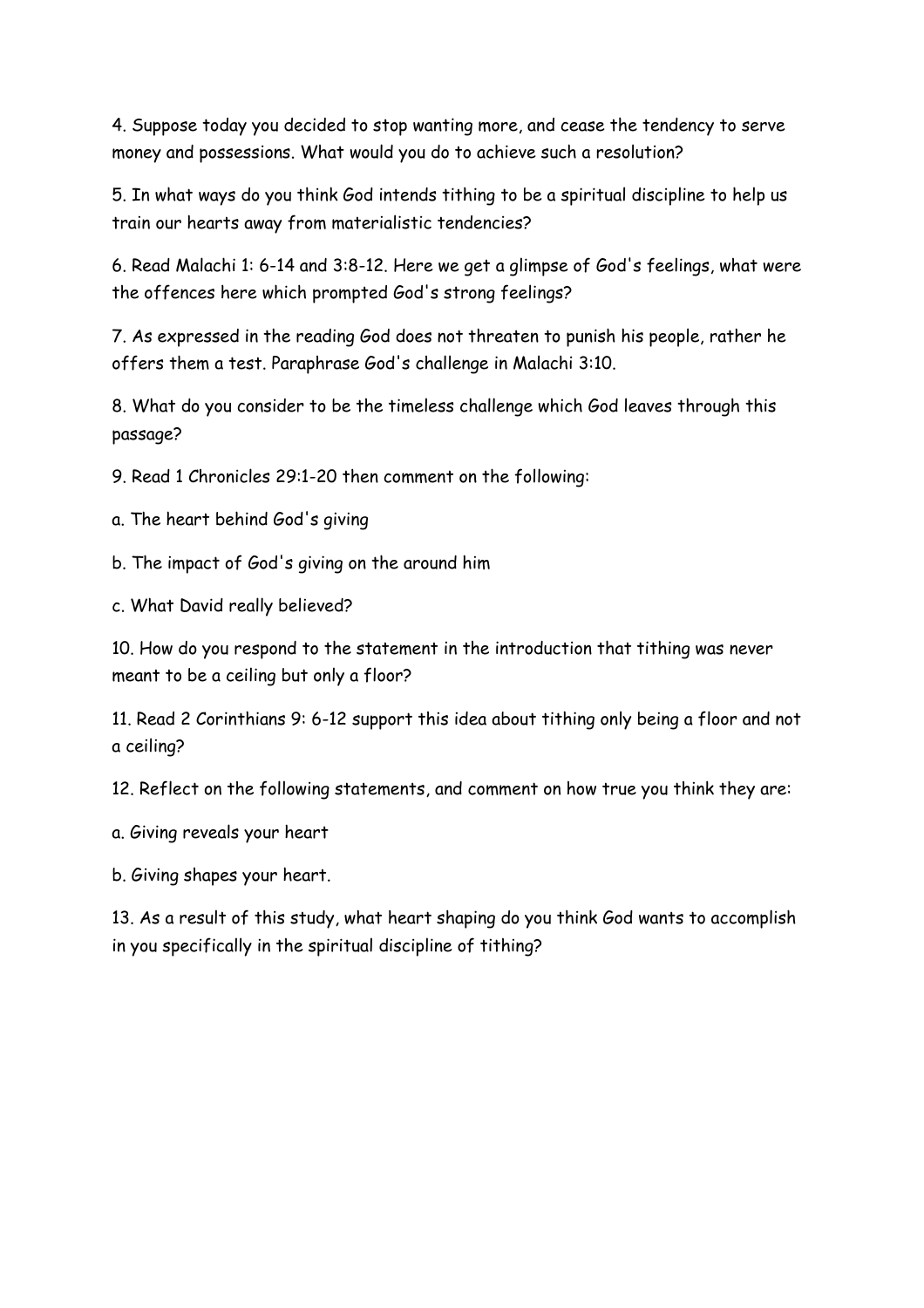4. Suppose today you decided to stop wanting more, and cease the tendency to serve money and possessions. What would you do to achieve such a resolution?

5. In what ways do you think God intends tithing to be a spiritual discipline to help us train our hearts away from materialistic tendencies?

6. Read Malachi 1: 6-14 and 3:8-12. Here we get a glimpse of God's feelings, what were the offences here which prompted God's strong feelings?

7. As expressed in the reading God does not threaten to punish his people, rather he offers them a test. Paraphrase God's challenge in Malachi 3:10.

8. What do you consider to be the timeless challenge which God leaves through this passage?

9. Read 1 Chronicles 29:1-20 then comment on the following:

a. The heart behind God's giving

b. The impact of God's giving on the around him

c. What David really believed?

10. How do you respond to the statement in the introduction that tithing was never meant to be a ceiling but only a floor?

11. Read 2 Corinthians 9: 6-12 support this idea about tithing only being a floor and not a ceiling?

12. Reflect on the following statements, and comment on how true you think they are:

a. Giving reveals your heart

b. Giving shapes your heart.

13. As a result of this study, what heart shaping do you think God wants to accomplish in you specifically in the spiritual discipline of tithing?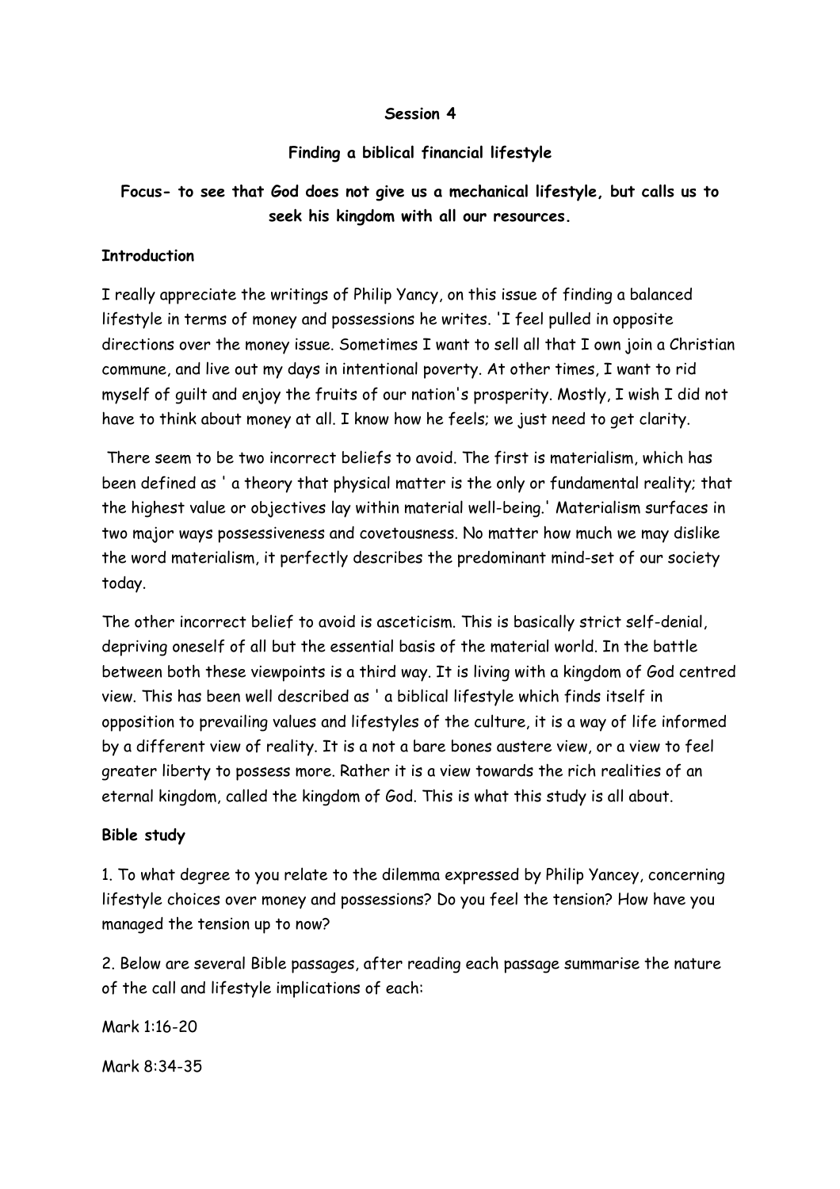**Session 4**

**Finding a biblical financial lifestyle**

**Focus- to see that God does not give us a mechanical lifestyle, but calls us to seek his kingdom with all our resources.**

**Introduction**

I really appreciate the writings of Philip Yancy, on this issue of finding a balanced lifestyle in terms of money and possessions he writes. 'I feel pulled in opposite directions over the money issue. Sometimes I want to sell all that I own join a Christian commune, and live out my days in intentional poverty. At other times, I want to rid myself of guilt and enjoy the fruits of our nation's prosperity. Mostly, I wish I did not have to think about money at all. I know how he feels; we just need to get clarity.

There seem to be two incorrect beliefs to avoid. The first is materialism, which has been defined as ' a theory that physical matter is the only or fundamental reality; that the highest value or objectives lay within material well-being.' Materialism surfaces in two major ways possessiveness and covetousness. No matter how much we may dislike the word materialism, it perfectly describes the predominant mind-set of our society today.

The other incorrect belief to avoid is asceticism. This is basically strict self-denial, depriving oneself of all but the essential basis of the material world. In the battle between both these viewpoints is a third way. It is living with a kingdom of God centred view. This has been well described as ' a biblical lifestyle which finds itself in opposition to prevailing values and lifestyles of the culture, it is a way of life informed by a different view of reality. It is a not a bare bones austere view, or a view to feel greater liberty to possess more. Rather it is a view towards the rich realities of an eternal kingdom, called the kingdom of God. This is what this study is all about.

**Bible study**

1. To what degree to you relate to the dilemma expressed by Philip Yancey, concerning lifestyle choices over money and possessions? Do you feel the tension? How have you managed the tension up to now?

2. Below are several Bible passages, after reading each passage summarise the nature of the call and lifestyle implications of each:

Mark 1:16-20

Mark 8:34-35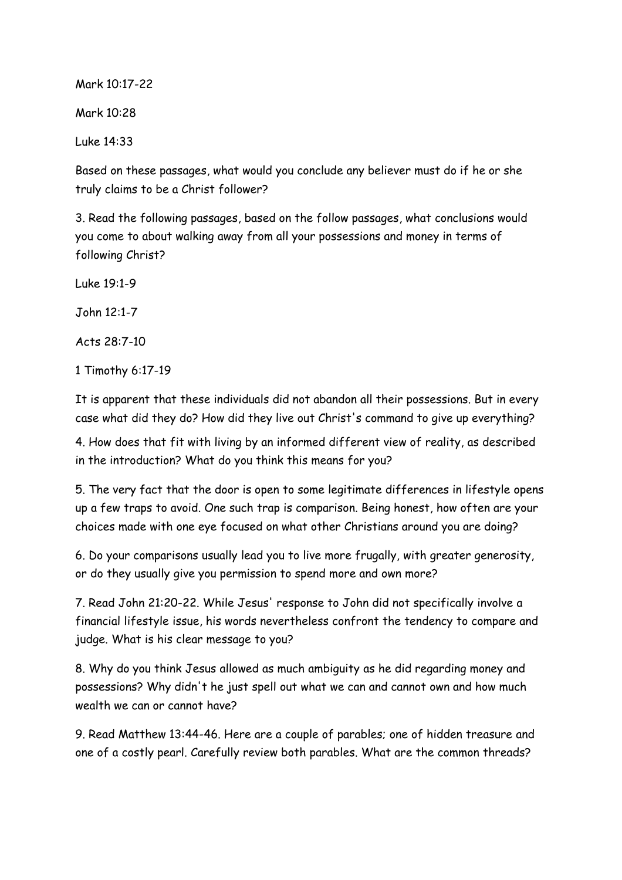Mark 10:17-22

Mark 10:28

Luke 14:33

Based on these passages, what would you conclude any believer must do if he or she truly claims to be a Christ follower?

3. Read the following passages, based on the follow passages, what conclusions would you come to about walking away from all your possessions and money in terms of following Christ?

Luke 19:1-9

John 12:1-7

Acts 28:7-10

1 Timothy 6:17-19

It is apparent that these individuals did not abandon all their possessions. But in every case what did they do? How did they live out Christ's command to give up everything?

4. How does that fit with living by an informed different view of reality, as described in the introduction? What do you think this means for you?

5. The very fact that the door is open to some legitimate differences in lifestyle opens up a few traps to avoid. One such trap is comparison. Being honest, how often are your choices made with one eye focused on what other Christians around you are doing?

6. Do your comparisons usually lead you to live more frugally, with greater generosity, or do they usually give you permission to spend more and own more?

7. Read John 21:20-22. While Jesus' response to John did not specifically involve a financial lifestyle issue, his words nevertheless confront the tendency to compare and judge. What is his clear message to you?

8. Why do you think Jesus allowed as much ambiguity as he did regarding money and possessions? Why didn't he just spell out what we can and cannot own and how much wealth we can or cannot have?

9. Read Matthew 13:44-46. Here are a couple of parables; one of hidden treasure and one of a costly pearl. Carefully review both parables. What are the common threads?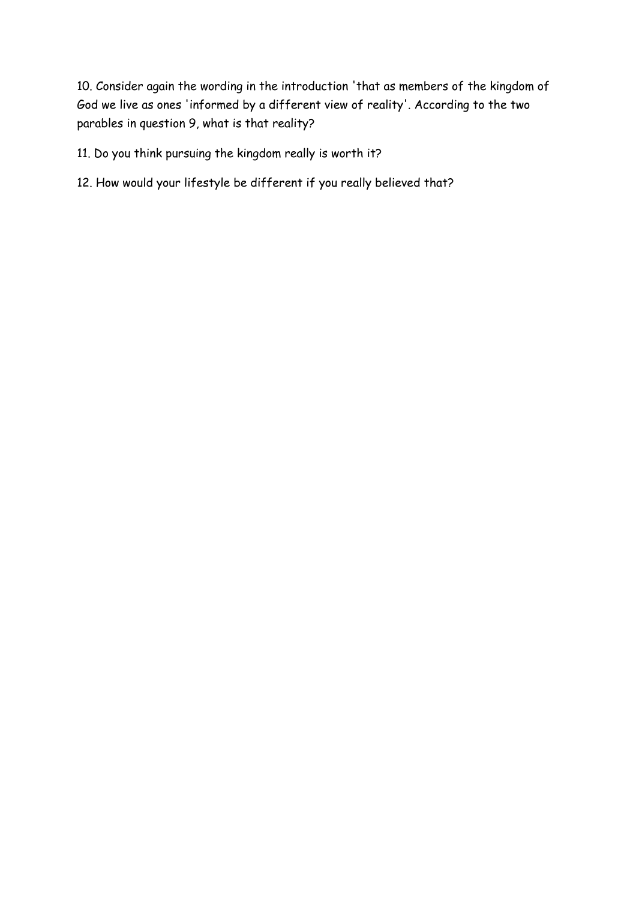10. Consider again the wording in the introduction 'that as members of the kingdom of God we live as ones 'informed by a different view of reality'. According to the two parables in question 9, what is that reality?

11. Do you think pursuing the kingdom really is worth it?

12. How would your lifestyle be different if you really believed that?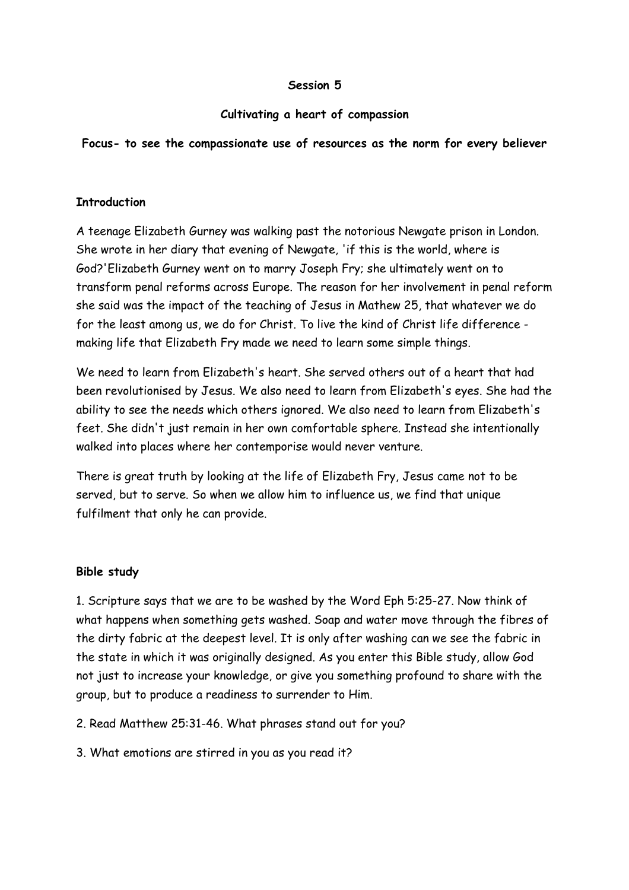**Session 5**

**Cultivating a heart of compassion**

**Focus- to see the compassionate use of resources as the norm for every believer**

**Introduction**

A teenage Elizabeth Gurney was walking past the notorious Newgate prison in London. She wrote in her diary that evening of Newgate, 'if this is the world, where is God?'Elizabeth Gurney went on to marry Joseph Fry; she ultimately went on to transform penal reforms across Europe. The reason for her involvement in penal reform she said was the impact of the teaching of Jesus in Mathew 25, that whatever we do for the least among us, we do for Christ. To live the kind of Christ life difference - making life that Elizabeth Fry made we need to learn some simple things.

We need to learn from Elizabeth's heart. She served others out of a heart that had been revolutionised by Jesus. We also need to learn from Elizabeth's eyes. She had the ability to see the needs which others ignored. We also need to learn from Elizabeth's feet. She didn't just remain in her own comfortable sphere. Instead she intentionally walked into places where her contemporise would never venture.

There is great truth by looking at the life of Elizabeth Fry, Jesus came not to be served, but to serve. So when we allow him to influence us, we find that unique fulfilment that only he can provide.

**Bible study**

1. Scripture says that we are to be washed by the Word Eph 5:25-27. Now think of what happens when something gets washed. Soap and water move through the fibres of the dirty fabric at the deepest level. It is only after washing can we see the fabric in the state in which it was originally designed. As you enter this Bible study, allow God not just to increase your knowledge, or give you something profound to share with the group, but to produce a readiness to surrender to Him.

2. Read Matthew 25:31-46. What phrases stand out for you?

3. What emotions are stirred in you as you read it?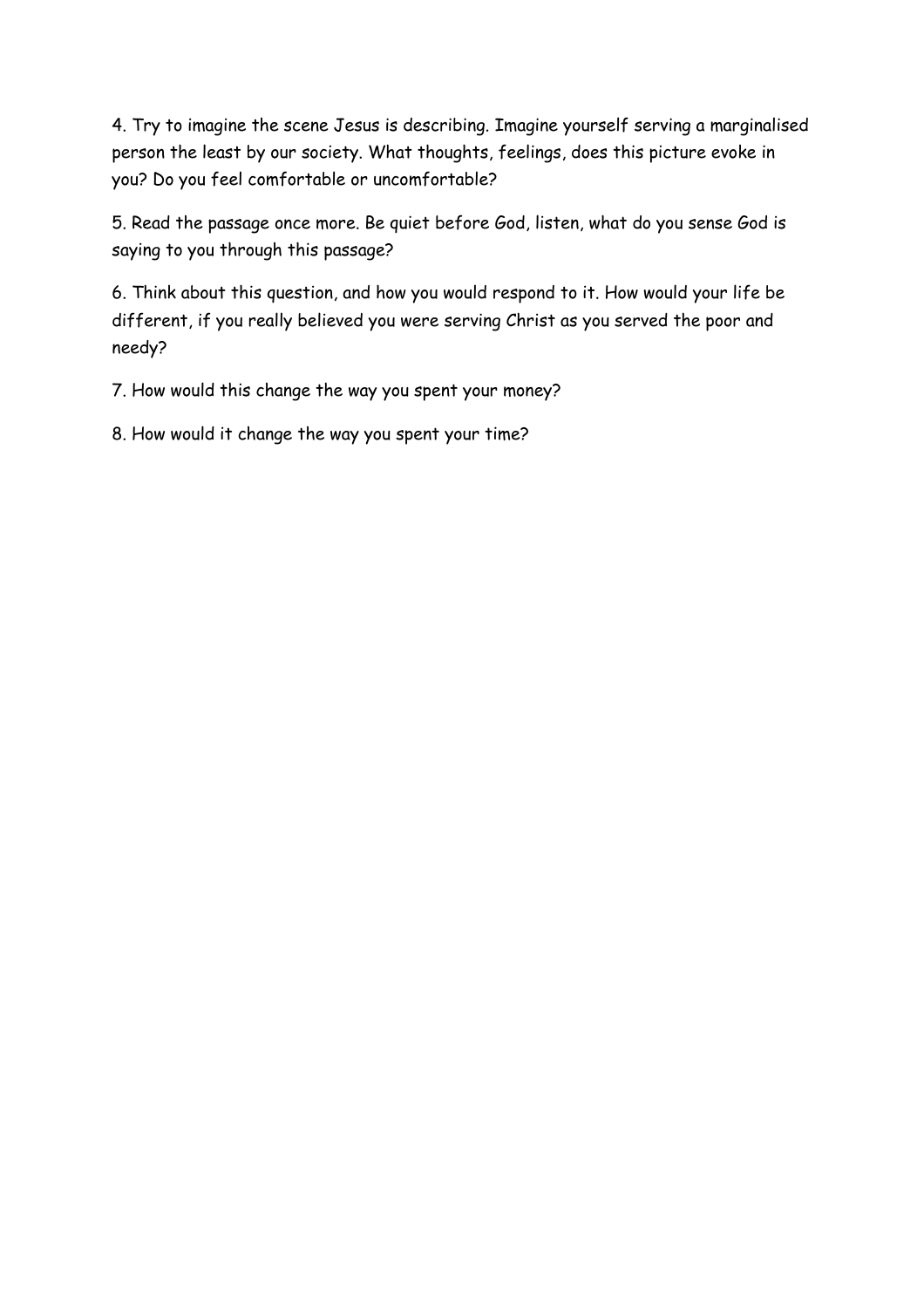4. Try to imagine the scene Jesus is describing. Imagine yourself serving a marginalised person the least by our society. What thoughts, feelings, does this picture evoke in you? Do you feel comfortable or uncomfortable?

5. Read the passage once more. Be quiet before God, listen, what do you sense God is saying to you through this passage?

6. Think about this question, and how you would respond to it. How would your life be different, if you really believed you were serving Christ as you served the poor and needy?

7. How would this change the way you spent your money?

8. How would it change the way you spent your time?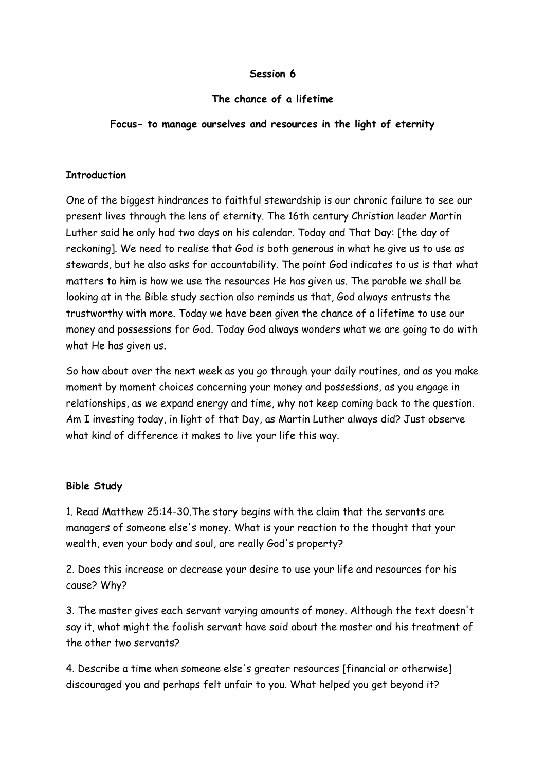**Session 6**

**The chance of a lifetime**

**Focus- to manage ourselves and resources in the light of eternity**

**Introduction**

One of the biggest hindrances to faithful stewardship is our chronic failure to see our present lives through the lens of eternity. The 16th century Christian leader Martin Luther said he only had two days on his calendar. Today and That Day: [the day of reckoning]. We need to realise that God is both generous in what he give us to use as stewards, but he also asks for accountability. The point God indicates to us is that what matters to him is how we use the resources He has given us. The parable we shall be looking at in the Bible study section also reminds us that, God always entrusts the trustworthy with more. Today we have been given the chance of a lifetime to use our money and possessions for God. Today God always wonders what we are going to do with what He has given us.

So how about over the next week as you go through your daily routines, and as you make moment by moment choices concerning your money and possessions, as you engage in relationships, as we expand energy and time, why not keep coming back to the question. Am I investing today, in light of that Day, as Martin Luther always did? Just observe what kind of difference it makes to live your life this way.

**Bible Study**

1. Read Matthew 25:14-30.The story begins with the claim that the servants are managers of someone else's money. What is your reaction to the thought that your wealth, even your body and soul, are really God's property?

2. Does this increase or decrease your desire to use your life and resources for his cause? Why?

3. The master gives each servant varying amounts of money. Although the text doesn't say it, what might the foolish servant have said about the master and his treatment of the other two servants?

4. Describe a time when someone else's greater resources [financial or otherwise] discouraged you and perhaps felt unfair to you. What helped you get beyond it?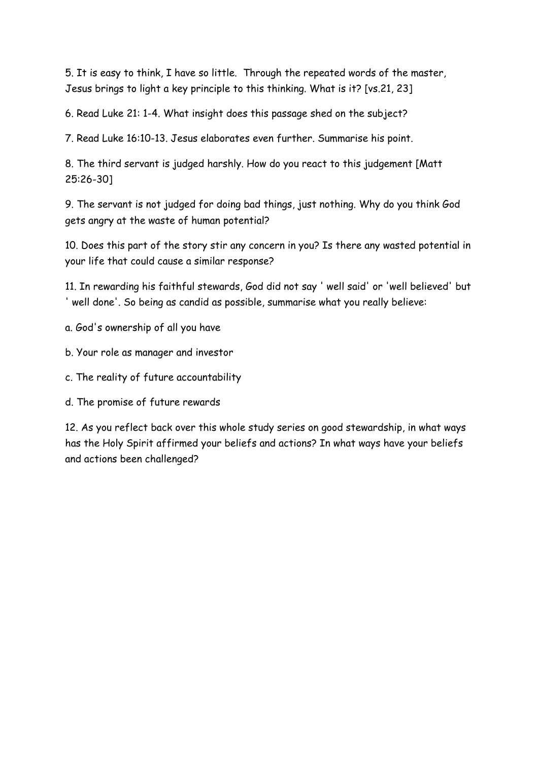5. It is easy to think, I have so little. Through the repeated words of the master, Jesus brings to light a key principle to this thinking. What is it? [vs.21, 23]

6. Read Luke 21: 1-4. What insight does this passage shed on the subject?

7. Read Luke 16:10-13. Jesus elaborates even further. Summarise his point.

8. The third servant is judged harshly. How do you react to this judgement [Matt 25:26-30]

9. The servant is not judged for doing bad things, just nothing. Why do you think God gets angry at the waste of human potential?

10. Does this part of the story stir any concern in you? Is there any wasted potential in your life that could cause a similar response?

11. In rewarding his faithful stewards, God did not say ' well said' or 'well believed' but ' well done'. So being as candid as possible, summarise what you really believe:

a. God's ownership of all you have

b. Your role as manager and investor

c. The reality of future accountability

d. The promise of future rewards

12. As you reflect back over this whole study series on good stewardship, in what ways has the Holy Spirit affirmed your beliefs and actions? In what ways have your beliefs and actions been challenged?